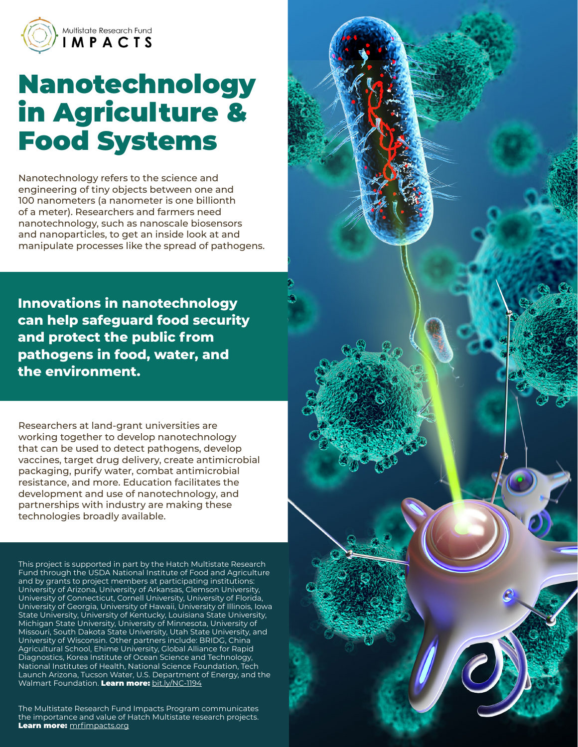Multistate Research Fund **IMPACTS**

# Nanotechnology in Agriculture & Food Systems

Nanotechnology refers to the science and engineering of tiny objects between one and 100 nanometers (a nanometer is one billionth of a meter). Researchers and farmers need nanotechnology, such as nanoscale biosensors and nanoparticles, to get an inside look at and manipulate processes like the spread of pathogens.

**Innovations in nanotechnology can help safeguard food security and protect the public from pathogens in food, water, and the environment.**

Researchers at land-grant universities are working together to develop nanotechnology that can be used to detect pathogens, develop vaccines, target drug delivery, create antimicrobial packaging, purify water, combat antimicrobial resistance, and more. Education facilitates the development and use of nanotechnology, and partnerships with industry are making these technologies broadly available.

This project is supported in part by the Hatch Multistate Research Fund through the USDA National Institute of Food and Agriculture and by grants to project members at participating institutions: University of Arizona, University of Arkansas, Clemson University, University of Connecticut, Cornell University, University of Florida, University of Georgia, University of Hawaii, University of Illinois, Iowa State University, University of Kentucky, Louisiana State University, Michigan State University, University of Minnesota, University of Missouri, South Dakota State University, Utah State University, and University of Wisconsin. Other partners include: BRIDG, China Agricultural School, Ehime University, Global Alliance for Rapid Diagnostics, Korea Institute of Ocean Science and Technology, National Institutes of Health, National Science Foundation, Tech Launch Arizona, Tucson Water, U.S. Department of Energy, and the Walmart Foundation. **Learn more:** bit.ly/NC-1194

The Multistate Research Fund Impacts Program communicates the importance and value of Hatch Multistate research projects. **Learn more:** mrfimpacts.org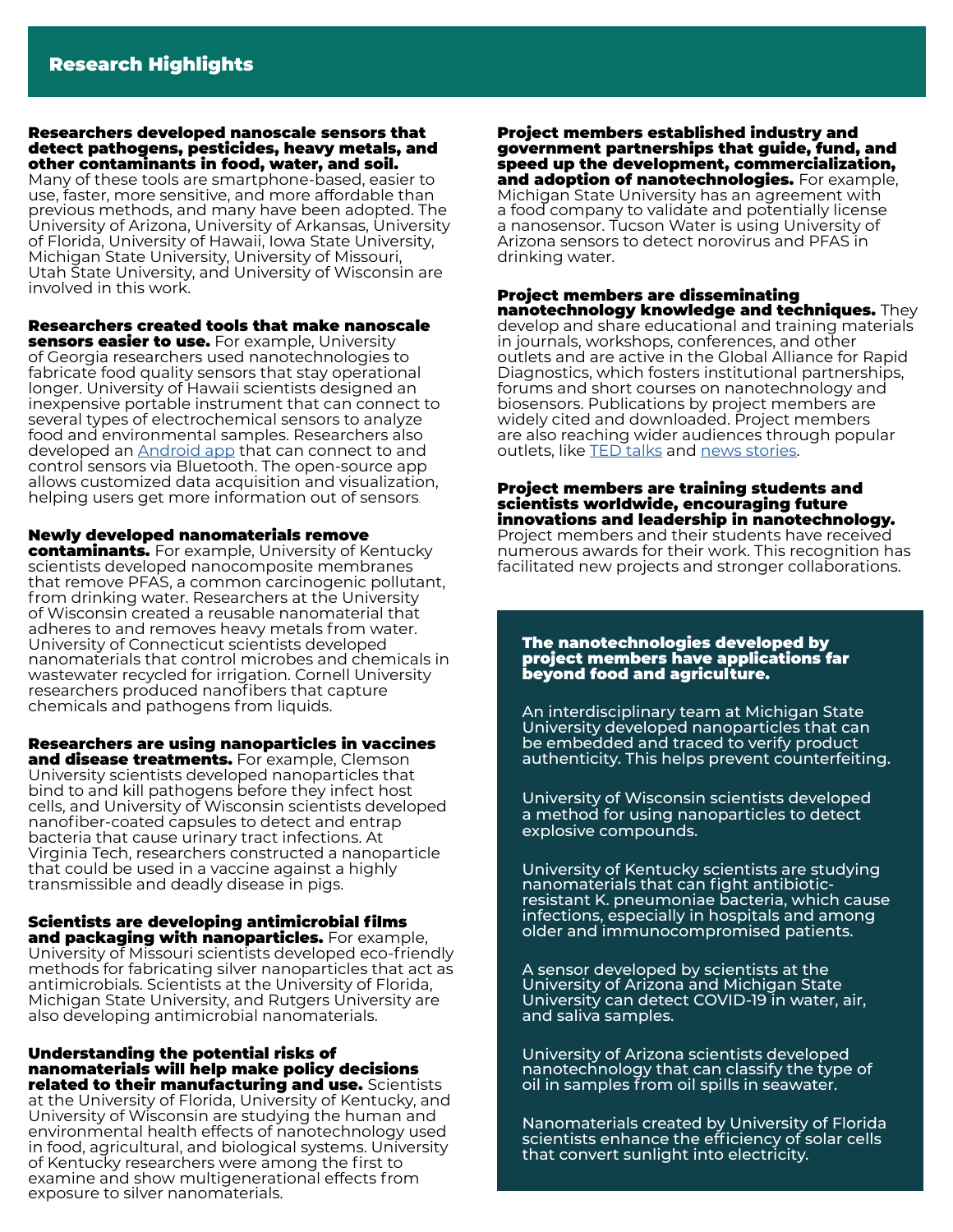## Research Highlights

**Researchers developed nanoscale sensors that detect pathogens, pesticides, heavy metals, and other contaminants in food, water, and soil.** Many of these tools are smartphone-based, easier to use, faster, more sensitive, and more affordable than previous methods, and many have been adopted. The University of Arizona, University of Arkansas, University of Florida, University of Hawaii, Iowa State University, Michigan State University, University of Missouri, Utah State University, and University of Wisconsin are involved in this work.

**Researchers created tools that make nanoscale sensors easier to use.** For example, University of Georgia researchers used nanotechnologies to fabricate food quality sensors that stay operational longer. University of Hawaii scientists designed an inexpensive portable instrument that can connect to several types of electrochemical sensors to analyze food and environmental samples. Researchers also developed an Android app that can connect to and control sensors via Bluetooth. The open-source app allows customized data acquisition and visualization, helping users get more information out of sensors.

**Newly developed nanomaterials remove contaminants.** For example, University of Kentucky scientists developed nanocomposite membranes that remove PFAS, a common carcinogenic pollutant, from drinking water. Researchers at the University of Wisconsin created a reusable nanomaterial that adheres to and removes heavy metals from water. University of Connecticut scientists developed nanomaterials that control microbes and chemicals in wastewater recycled for irrigation. Cornell University researchers produced nanofibers that capture chemicals and pathogens from liquids.

**Researchers are using nanoparticles in vaccines and disease treatments.** For example, Clemson University scientists developed nanoparticles that bind to and kill pathogens before they infect host cells, and University of Wisconsin scientists developed nanofiber-coated capsules to detect and entrap bacteria that cause urinary tract infections. At Virginia Tech, researchers constructed a nanoparticle that could be used in a vaccine against a highly transmissible and deadly disease in pigs.

**Scientists are developing antimicrobial films and packaging with nanoparticles.** For example, University of Missouri scientists developed eco-friendly methods for fabricating silver nanoparticles that act as antimicrobials. Scientists at the University of Florida, Michigan State University, and Rutgers University are also developing antimicrobial nanomaterials.

**Understanding the potential risks of nanomaterials will help make policy decisions related to their manufacturing and use.** Scientists at the University of Florida, University of Kentucky, and University of Wisconsin are studying the human and environmental health effects of nanotechnology used in food, agricultural, and biological systems. University of Kentucky researchers were among the first to examine and show multigenerational effects from exposure to silver nanomaterials.

**Project members established industry and government partnerships that guide, fund, and speed up the development, commercialization, and adoption of nanotechnologies.** For example, Michigan State University has an agreement with a food company to validate and potentially license a nanosensor. Tucson Water is using University of Arizona sensors to detect norovirus and PFAS in drinking water.

**Project members are disseminating nanotechnology knowledge and techniques.** They develop and share educational and training materials in journals, workshops, conferences, and other outlets and are active in the Global Alliance for Rapid Diagnostics, which fosters institutional partnerships, forums and short courses on nanotechnology and biosensors. Publications by project members are widely cited and downloaded. Project members are also reaching wider audiences through popular outlets, like TED talks and news stories.

**Project members are training students and scientists worldwide, encouraging future innovations and leadership in nanotechnology.** Project members and their students have received numerous awards for their work. This recognition has facilitated new projects and stronger collaborations.

**The nanotechnologies developed by project members have applications far beyond food and agriculture.**

An interdisciplinary team at Michigan State University developed nanoparticles that can be embedded and traced to verify product authenticity. This helps prevent counterfeiting.

University of Wisconsin scientists developed a method for using nanoparticles to detect explosive compounds.

University of Kentucky scientists are studying nanomaterials that can fight antibiotic-resistant K. pneumoniae bacteria, which cause infections, especially in hospitals and among older and immunocompromised patients.

A sensor developed by scientists at the University of Arizona and Michigan State University can detect COVID-19 in water, air, and saliva samples.

University of Arizona scientists developed nanotechnology that can classify the type of oil in samples from oil spills in seawater.

Nanomaterials created by University of Florida scientists enhance the efficiency of solar cells that convert sunlight into electricity.